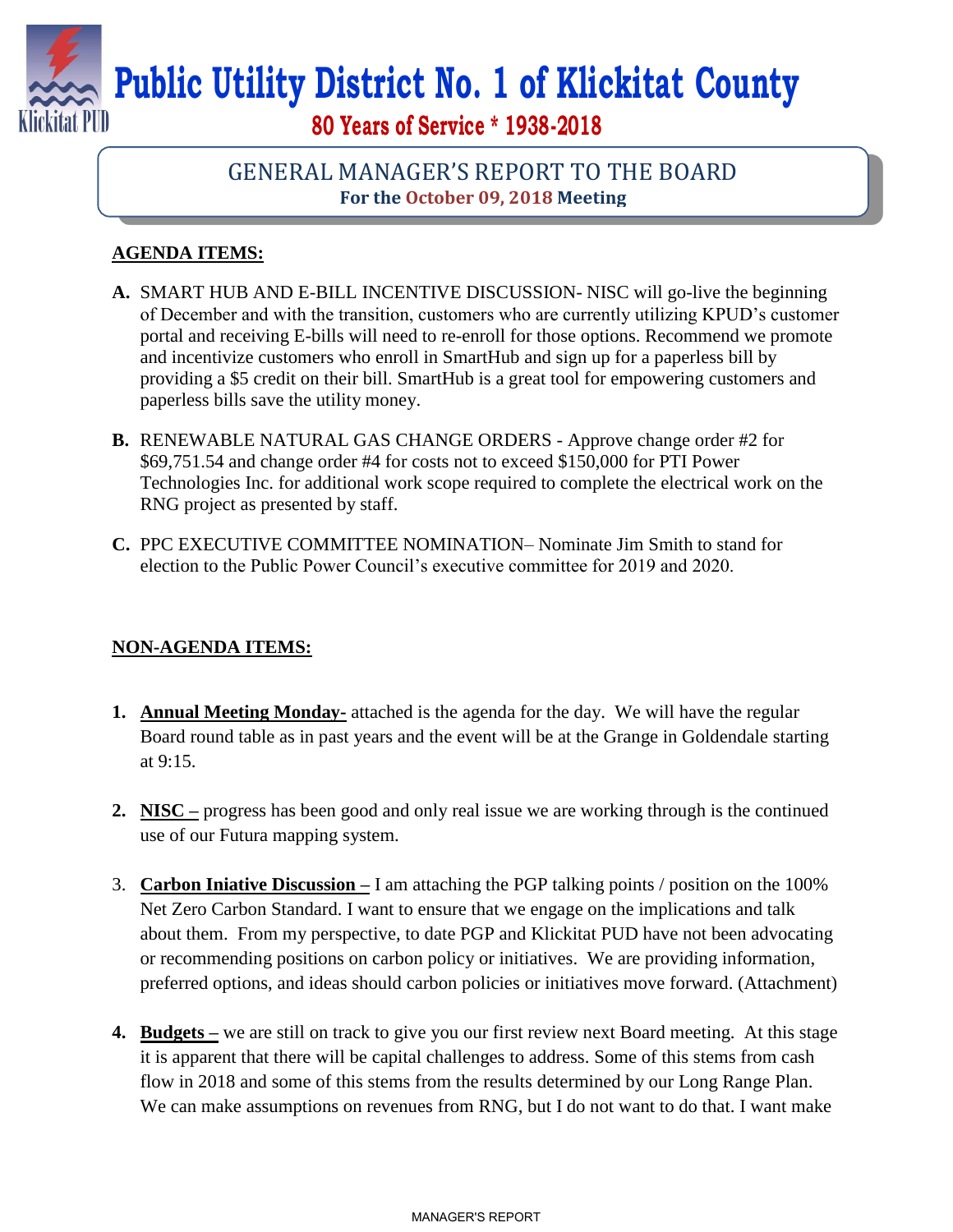# Public Utility District No. 1 of Klickitat County

**80 Years of Service * 1938-2018**

## GENERAL MANAGER'S REPORT TO THE BOARD

**For the October 09, 2018 Meeting**

**AGENDA ITEMS:**

**A.** SMART HUB AND E-BILL INCENTIVE DISCUSSION- NISC will go-live the beginning of December and with the transition, customers who are currently utilizing KPUD's customer portal and receiving E-bills will need to re-enroll for those options. Recommend we promote and incentivize customers who enroll in SmartHub and sign up for a paperless bill by providing a $5 credit on their bill. SmartHub is a great tool for empowering customers and paperless bills save the utility money.

**B.** RENEWABLE NATURAL GAS CHANGE ORDERS - Approve change order #2 for $69,751.54 and change order #4 for costs not to exceed $150,000 for PTI Power Technologies Inc. for additional work scope required to complete the electrical work on the RNG project as presented by staff.

**C.** PPC EXECUTIVE COMMITTEE NOMINATION– Nominate Jim Smith to stand for election to the Public Power Council's executive committee for 2019 and 2020.

**NON-AGENDA ITEMS:**

1. **Annual Meeting Monday-** attached is the agenda for the day. We will have the regular Board round table as in past years and the event will be at the Grange in Goldendale starting at 9:15.

2. **NISC –** progress has been good and only real issue we are working through is the continued use of our Futura mapping system.

3. **Carbon Iniative Discussion –** I am attaching the PGP talking points / position on the 100% Net Zero Carbon Standard. I want to ensure that we engage on the implications and talk about them. From my perspective, to date PGP and Klickitat PUD have not been advocating or recommending positions on carbon policy or initiatives. We are providing information, preferred options, and ideas should carbon policies or initiatives move forward. (Attachment)

4. **Budgets –** we are still on track to give you our first review next Board meeting. At this stage it is apparent that there will be capital challenges to address. Some of this stems from cash flow in 2018 and some of this stems from the results determined by our Long Range Plan. We can make assumptions on revenues from RNG, but I do not want to do that. I want make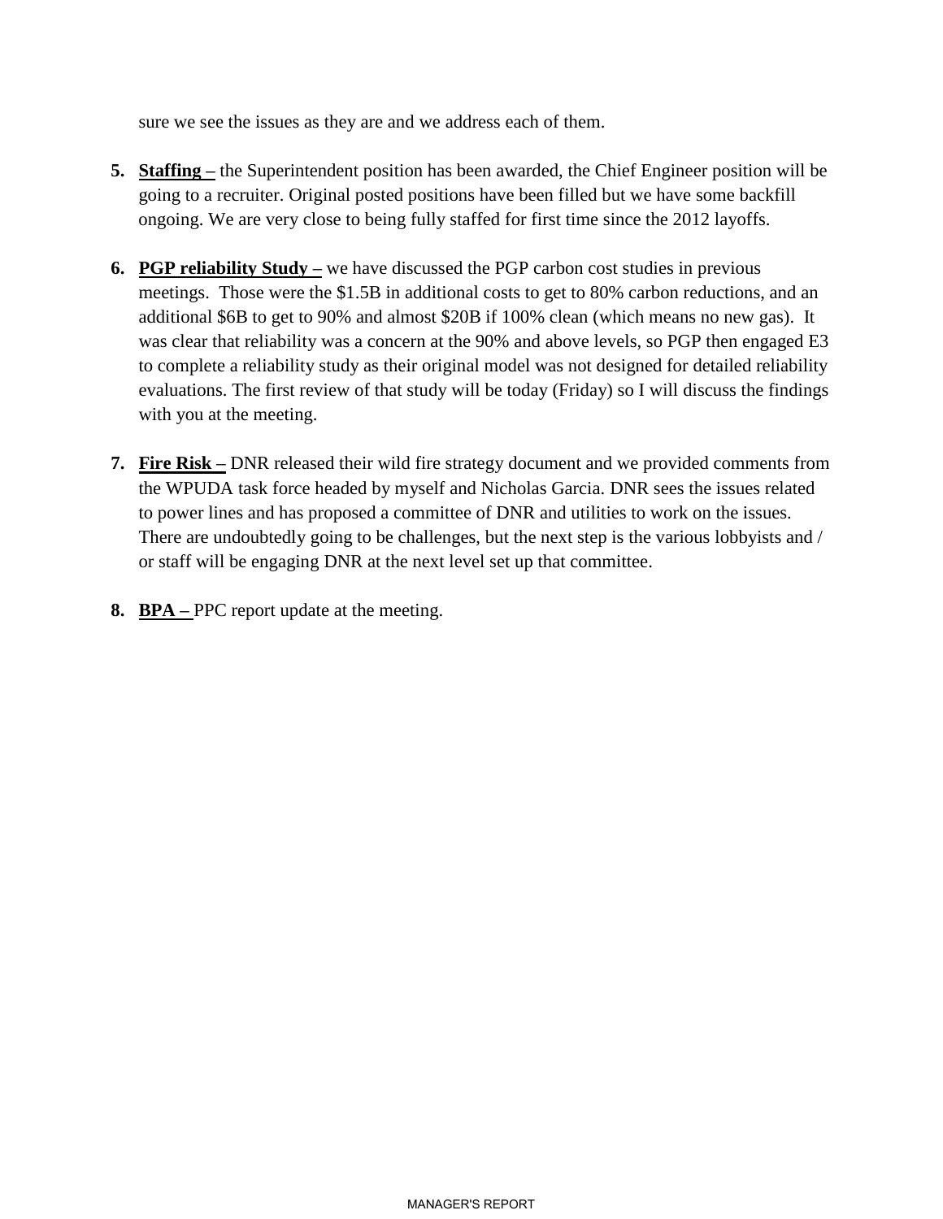sure we see the issues as they are and we address each of them.

5. **Staffing –** the Superintendent position has been awarded, the Chief Engineer position will be going to a recruiter. Original posted positions have been filled but we have some backfill ongoing. We are very close to being fully staffed for first time since the 2012 layoffs.

6. **PGP reliability Study –** we have discussed the PGP carbon cost studies in previous meetings. Those were the $1.5B in additional costs to get to 80% carbon reductions, and an additional $6B to get to 90% and almost $20B if 100% clean (which means no new gas). It was clear that reliability was a concern at the 90% and above levels, so PGP then engaged E3 to complete a reliability study as their original model was not designed for detailed reliability evaluations. The first review of that study will be today (Friday) so I will discuss the findings with you at the meeting.

7. **Fire Risk –** DNR released their wild fire strategy document and we provided comments from the WPUDA task force headed by myself and Nicholas Garcia. DNR sees the issues related to power lines and has proposed a committee of DNR and utilities to work on the issues. There are undoubtedly going to be challenges, but the next step is the various lobbyists and / or staff will be engaging DNR at the next level set up that committee.

8. **BPA –** PPC report update at the meeting.